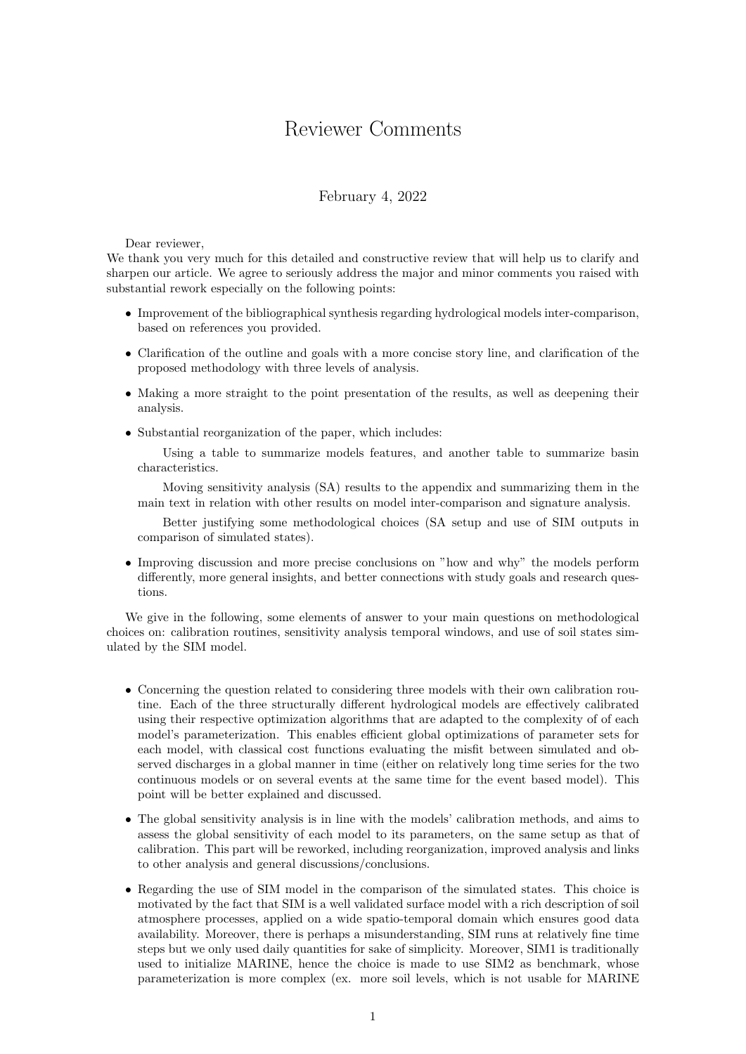# Reviewer Comments

February 4, 2022

Dear reviewer,
We thank you very much for this detailed and constructive review that will help us to clarify and sharpen our article. We agree to seriously address the major and minor comments you raised with substantial rework especially on the following points:

- Improvement of the bibliographical synthesis regarding hydrological models inter-comparison, based on references you provided.
- Clarification of the outline and goals with a more concise story line, and clarification of the proposed methodology with three levels of analysis.
- Making a more straight to the point presentation of the results, as well as deepening their analysis.
- Substantial reorganization of the paper, which includes:

  Using a table to summarize models features, and another table to summarize basin characteristics.

  Moving sensitivity analysis (SA) results to the appendix and summarizing them in the main text in relation with other results on model inter-comparison and signature analysis.

  Better justifying some methodological choices (SA setup and use of SIM outputs in comparison of simulated states).
- Improving discussion and more precise conclusions on "how and why" the models perform differently, more general insights, and better connections with study goals and research questions.

We give in the following, some elements of answer to your main questions on methodological choices on: calibration routines, sensitivity analysis temporal windows, and use of soil states simulated by the SIM model.

- Concerning the question related to considering three models with their own calibration routine. Each of the three structurally different hydrological models are effectively calibrated using their respective optimization algorithms that are adapted to the complexity of of each model's parameterization. This enables efficient global optimizations of parameter sets for each model, with classical cost functions evaluating the misfit between simulated and observed discharges in a global manner in time (either on relatively long time series for the two continuous models or on several events at the same time for the event based model). This point will be better explained and discussed.
- The global sensitivity analysis is in line with the models' calibration methods, and aims to assess the global sensitivity of each model to its parameters, on the same setup as that of calibration. This part will be reworked, including reorganization, improved analysis and links to other analysis and general discussions/conclusions.
- Regarding the use of SIM model in the comparison of the simulated states. This choice is motivated by the fact that SIM is a well validated surface model with a rich description of soil atmosphere processes, applied on a wide spatio-temporal domain which ensures good data availability. Moreover, there is perhaps a misunderstanding, SIM runs at relatively fine time steps but we only used daily quantities for sake of simplicity. Moreover, SIM1 is traditionally used to initialize MARINE, hence the choice is made to use SIM2 as benchmark, whose parameterization is more complex (ex. more soil levels, which is not usable for MARINE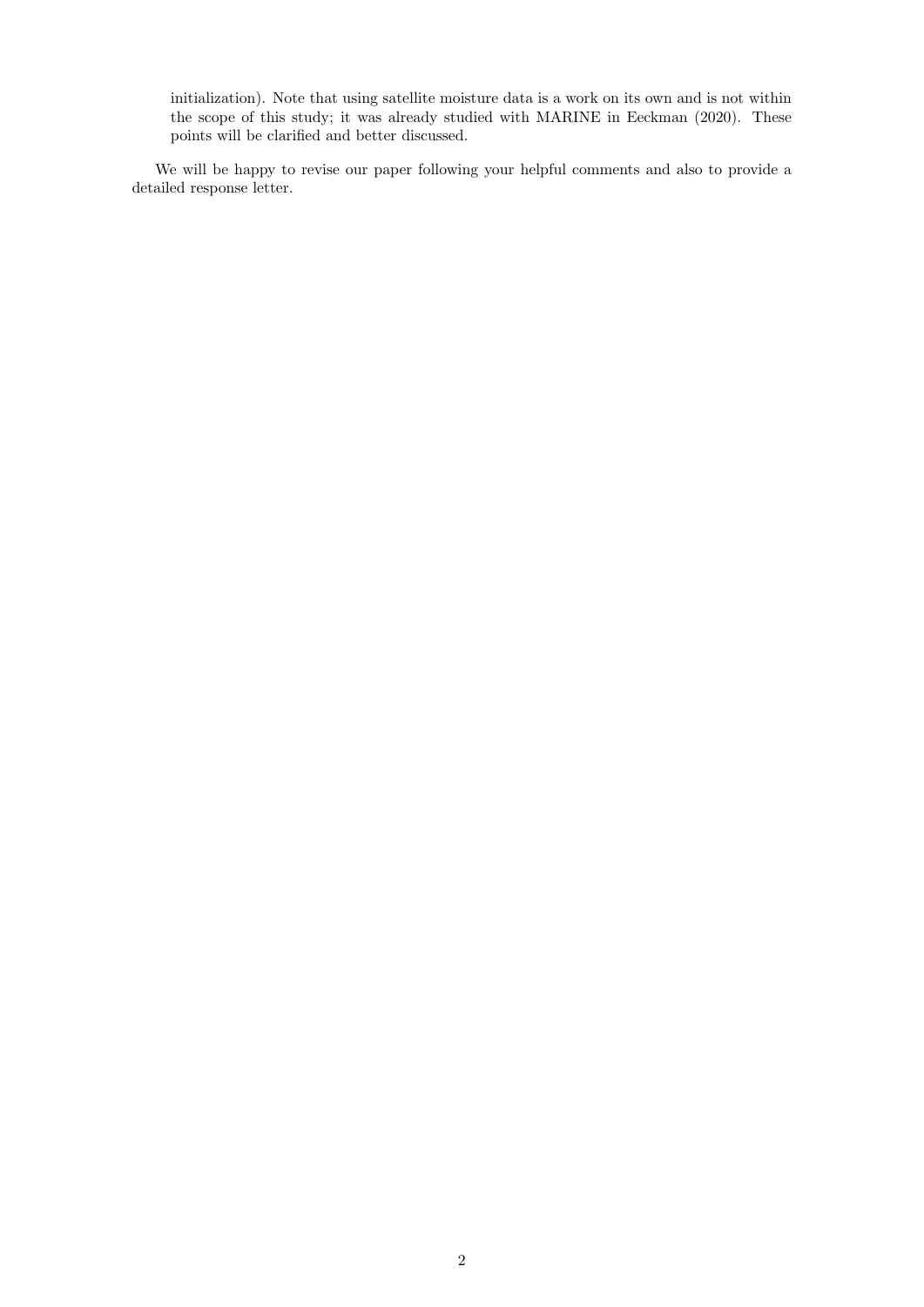initialization). Note that using satellite moisture data is a work on its own and is not within the scope of this study; it was already studied with MARINE in Eeckman (2020). These points will be clarified and better discussed.

We will be happy to revise our paper following your helpful comments and also to provide a detailed response letter.